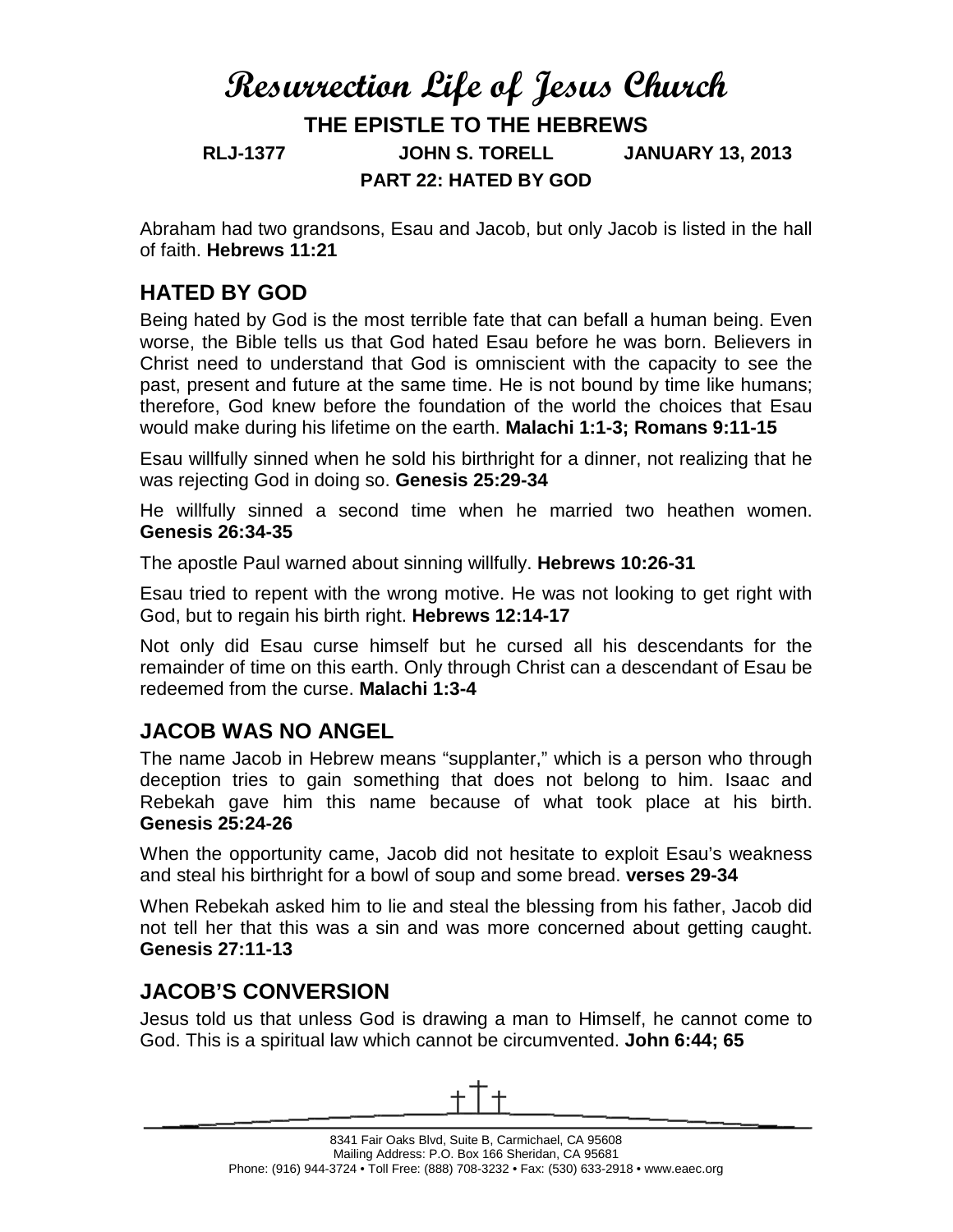# Resurrection Life of Jesus Church

## THE EPISTLE TO THE HEBREWS

**RLJ-1377 JOHN S. TORELL JANUARY 13, 2013**

**PART 22: HATED BY GOD**

Abraham had two grandsons, Esau and Jacob, but only Jacob is listed in the hall of faith. **Hebrews 11:21**

## HATED BY GOD

Being hated by God is the most terrible fate that can befall a human being. Even worse, the Bible tells us that God hated Esau before he was born. Believers in Christ need to understand that God is omniscient with the capacity to see the past, present and future at the same time. He is not bound by time like humans; therefore, God knew before the foundation of the world the choices that Esau would make during his lifetime on the earth. **Malachi 1:1-3; Romans 9:11-15**

Esau willfully sinned when he sold his birthright for a dinner, not realizing that he was rejecting God in doing so. **Genesis 25:29-34**

He willfully sinned a second time when he married two heathen women. **Genesis 26:34-35**

The apostle Paul warned about sinning willfully. **Hebrews 10:26-31**

Esau tried to repent with the wrong motive. He was not looking to get right with God, but to regain his birth right. **Hebrews 12:14-17**

Not only did Esau curse himself but he cursed all his descendants for the remainder of time on this earth. Only through Christ can a descendant of Esau be redeemed from the curse. **Malachi 1:3-4**

## JACOB WAS NO ANGEL

The name Jacob in Hebrew means "supplanter," which is a person who through deception tries to gain something that does not belong to him. Isaac and Rebekah gave him this name because of what took place at his birth. **Genesis 25:24-26**

When the opportunity came, Jacob did not hesitate to exploit Esau's weakness and steal his birthright for a bowl of soup and some bread. **verses 29-34**

When Rebekah asked him to lie and steal the blessing from his father, Jacob did not tell her that this was a sin and was more concerned about getting caught. **Genesis 27:11-13**

## JACOB'S CONVERSION

Jesus told us that unless God is drawing a man to Himself, he cannot come to God. This is a spiritual law which cannot be circumvented. **John 6:44; 65**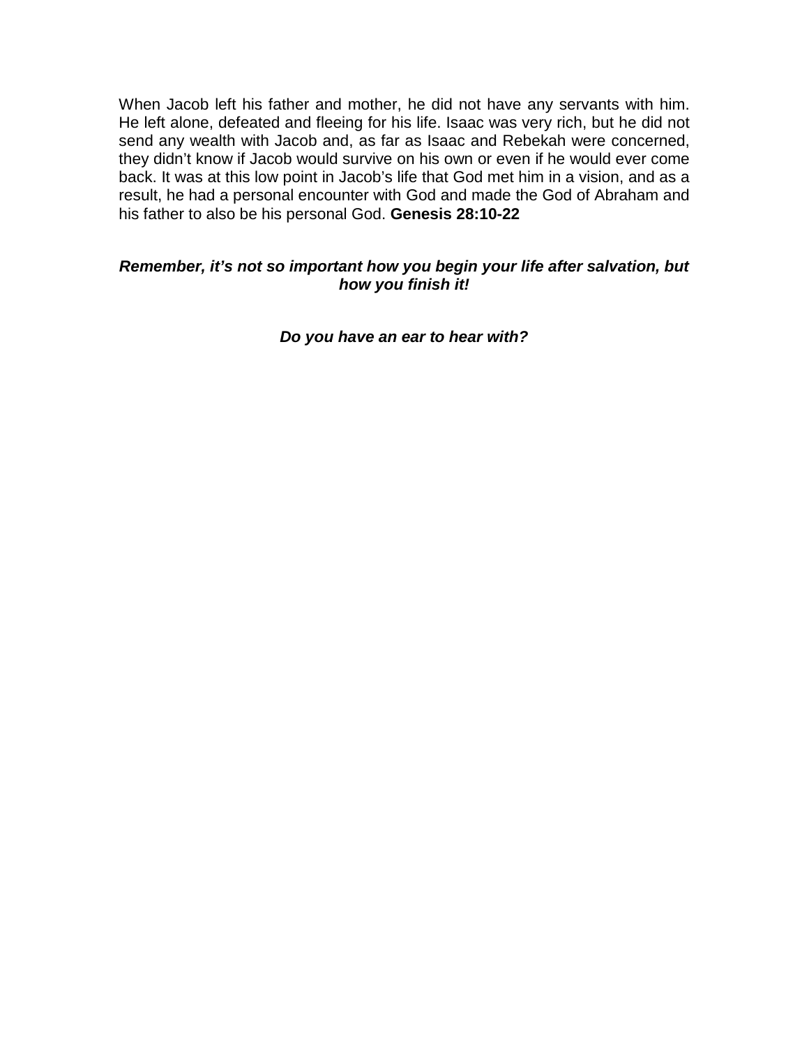When Jacob left his father and mother, he did not have any servants with him. He left alone, defeated and fleeing for his life. Isaac was very rich, but he did not send any wealth with Jacob and, as far as Isaac and Rebekah were concerned, they didn't know if Jacob would survive on his own or even if he would ever come back. It was at this low point in Jacob's life that God met him in a vision, and as a result, he had a personal encounter with God and made the God of Abraham and his father to also be his personal God. **Genesis 28:10-22**

***Remember, it's not so important how you begin your life after salvation, but how you finish it!***

***Do you have an ear to hear with?***